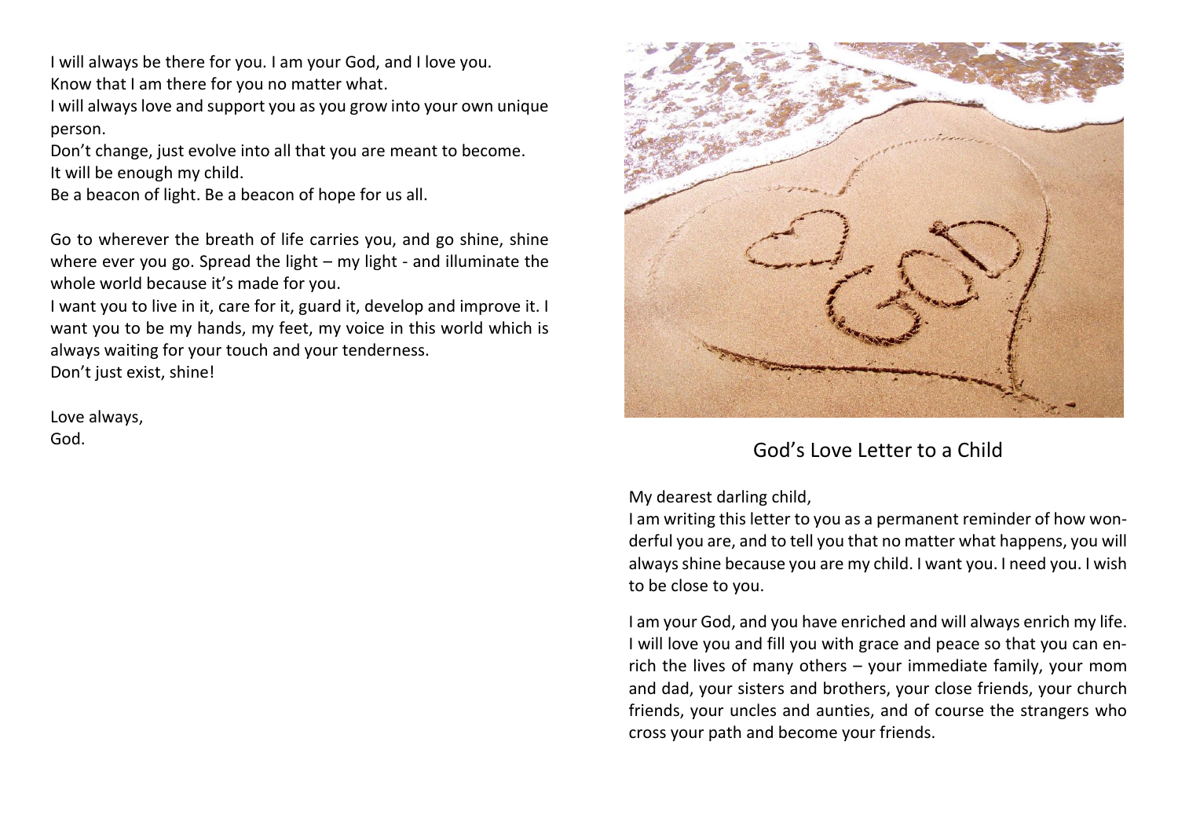# God's Love Letter to a Child

My dearest darling child,

I am writing this letter to you as a permanent reminder of how wonderful you are, and to tell you that no matter what happens, you will always shine because you are my child. I want you. I need you. I wish to be close to you.

I am your God, and you have enriched and will always enrich my life. I will love you and fill you with grace and peace so that you can enrich the lives of many others – your immediate family, your mom and dad, your sisters and brothers, your close friends, your church friends, your uncles and aunties, and of course the strangers who cross your path and become your friends.

I will always be there for you. I am your God, and I love you.
Know that I am there for you no matter what.
I will always love and support you as you grow into your own unique person.
Don't change, just evolve into all that you are meant to become.
It will be enough my child.
Be a beacon of light. Be a beacon of hope for us all.

Go to wherever the breath of life carries you, and go shine, shine where ever you go. Spread the light – my light - and illuminate the whole world because it's made for you.
I want you to live in it, care for it, guard it, develop and improve it. I want you to be my hands, my feet, my voice in this world which is always waiting for your touch and your tenderness.
Don't just exist, shine!

Love always,
God.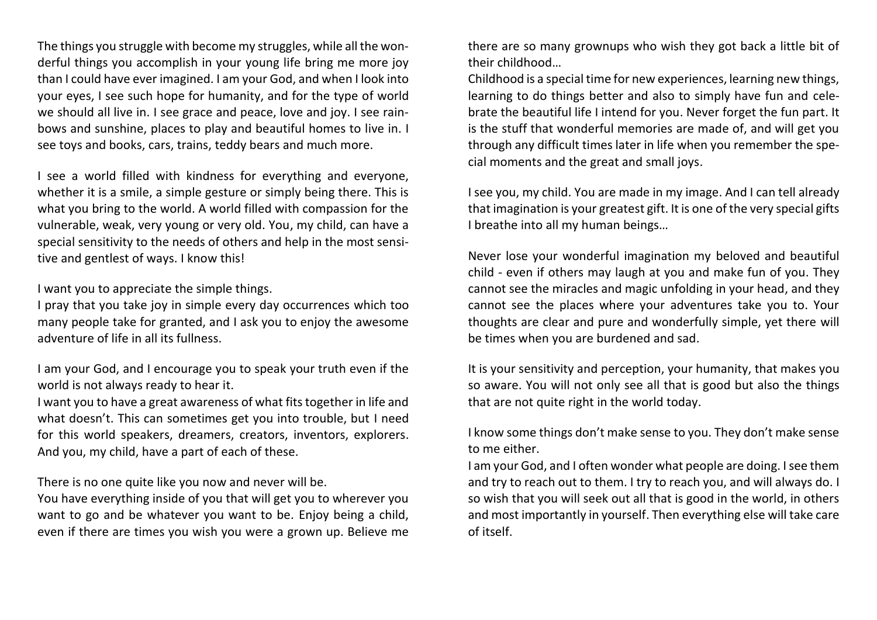The things you struggle with become my struggles, while all the wonderful things you accomplish in your young life bring me more joy than I could have ever imagined. I am your God, and when I look into your eyes, I see such hope for humanity, and for the type of world we should all live in. I see grace and peace, love and joy. I see rainbows and sunshine, places to play and beautiful homes to live in. I see toys and books, cars, trains, teddy bears and much more.

I see a world filled with kindness for everything and everyone, whether it is a smile, a simple gesture or simply being there. This is what you bring to the world. A world filled with compassion for the vulnerable, weak, very young or very old. You, my child, can have a special sensitivity to the needs of others and help in the most sensitive and gentlest of ways. I know this!

I want you to appreciate the simple things.
I pray that you take joy in simple every day occurrences which too many people take for granted, and I ask you to enjoy the awesome adventure of life in all its fullness.

I am your God, and I encourage you to speak your truth even if the world is not always ready to hear it.
I want you to have a great awareness of what fits together in life and what doesn't. This can sometimes get you into trouble, but I need for this world speakers, dreamers, creators, inventors, explorers. And you, my child, have a part of each of these.

There is no one quite like you now and never will be.
You have everything inside of you that will get you to wherever you want to go and be whatever you want to be. Enjoy being a child, even if there are times you wish you were a grown up. Believe me there are so many grownups who wish they got back a little bit of their childhood…
Childhood is a special time for new experiences, learning new things, learning to do things better and also to simply have fun and celebrate the beautiful life I intend for you. Never forget the fun part. It is the stuff that wonderful memories are made of, and will get you through any difficult times later in life when you remember the special moments and the great and small joys.

I see you, my child. You are made in my image. And I can tell already that imagination is your greatest gift. It is one of the very special gifts I breathe into all my human beings…

Never lose your wonderful imagination my beloved and beautiful child - even if others may laugh at you and make fun of you. They cannot see the miracles and magic unfolding in your head, and they cannot see the places where your adventures take you to. Your thoughts are clear and pure and wonderfully simple, yet there will be times when you are burdened and sad.

It is your sensitivity and perception, your humanity, that makes you so aware. You will not only see all that is good but also the things that are not quite right in the world today.

I know some things don't make sense to you. They don't make sense to me either.
I am your God, and I often wonder what people are doing. I see them and try to reach out to them. I try to reach you, and will always do. I so wish that you will seek out all that is good in the world, in others and most importantly in yourself. Then everything else will take care of itself.